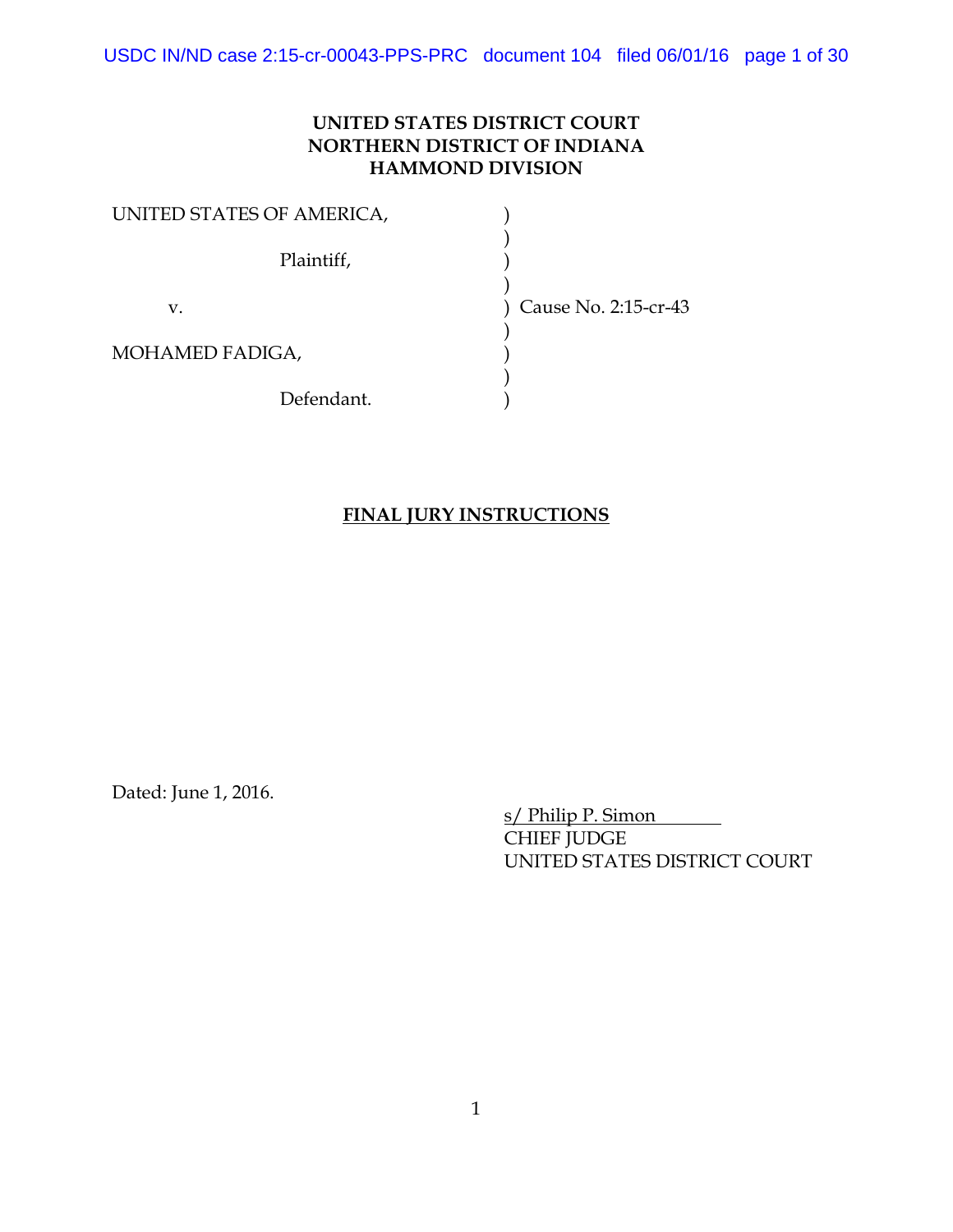**UNITED STATES DISTRICT COURT**
**NORTHERN DISTRICT OF INDIANA**
**HAMMOND DIVISION**

| | | |
|---|---|---|
| UNITED STATES OF AMERICA, | ) | |
| | ) | |
| Plaintiff, | ) | |
| | ) | |
| v. | ) | Cause No. 2:15-cr-43 |
| | ) | |
| MOHAMED FADIGA, | ) | |
| | ) | |
| Defendant. | ) | |

**FINAL JURY INSTRUCTIONS**

Dated: June 1, 2016.

s/ Philip P. Simon
CHIEF JUDGE
UNITED STATES DISTRICT COURT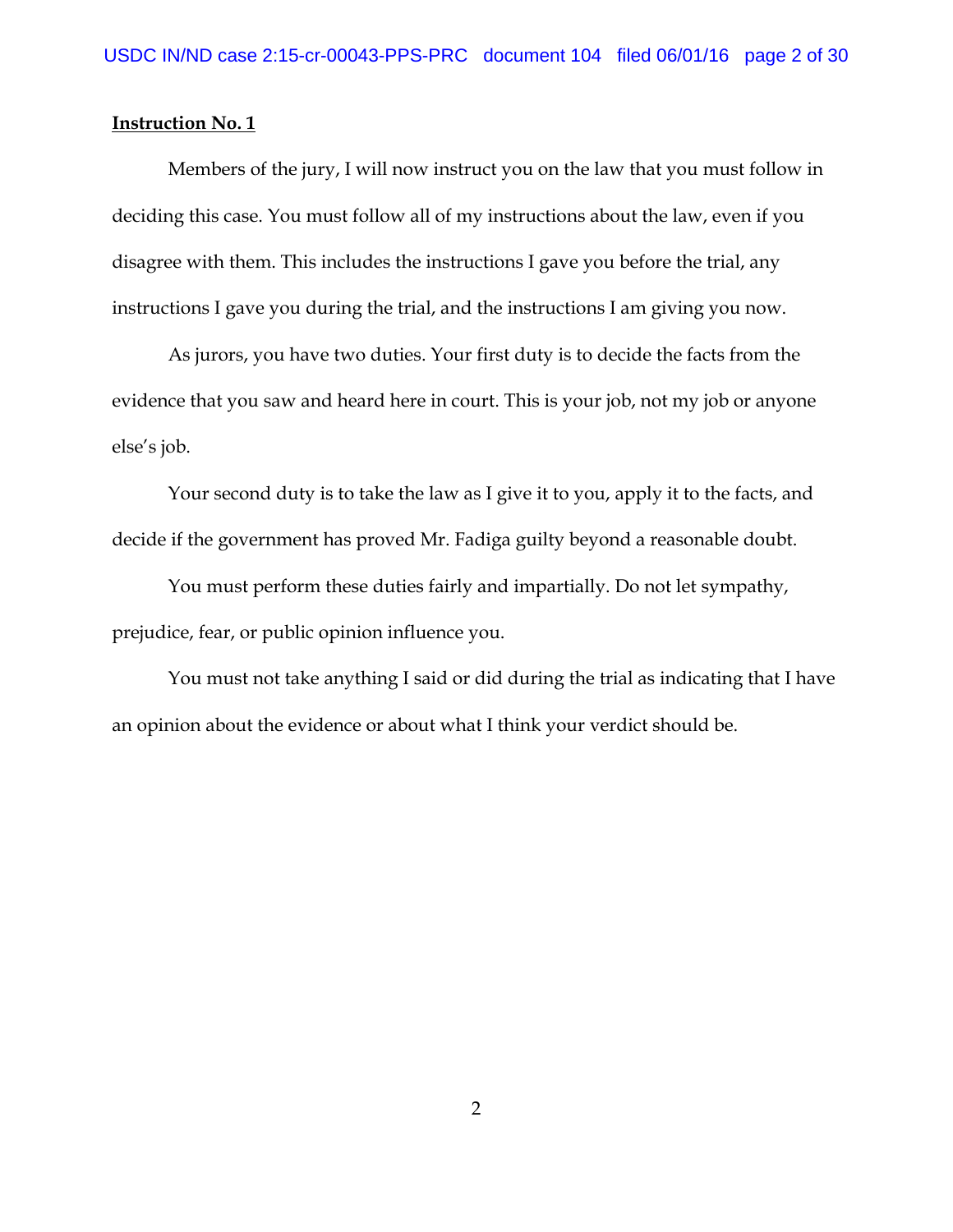**Instruction No. 1**

Members of the jury, I will now instruct you on the law that you must follow in deciding this case. You must follow all of my instructions about the law, even if you disagree with them. This includes the instructions I gave you before the trial, any instructions I gave you during the trial, and the instructions I am giving you now.

As jurors, you have two duties. Your first duty is to decide the facts from the evidence that you saw and heard here in court. This is your job, not my job or anyone else's job.

Your second duty is to take the law as I give it to you, apply it to the facts, and decide if the government has proved Mr. Fadiga guilty beyond a reasonable doubt.

You must perform these duties fairly and impartially. Do not let sympathy, prejudice, fear, or public opinion influence you.

You must not take anything I said or did during the trial as indicating that I have an opinion about the evidence or about what I think your verdict should be.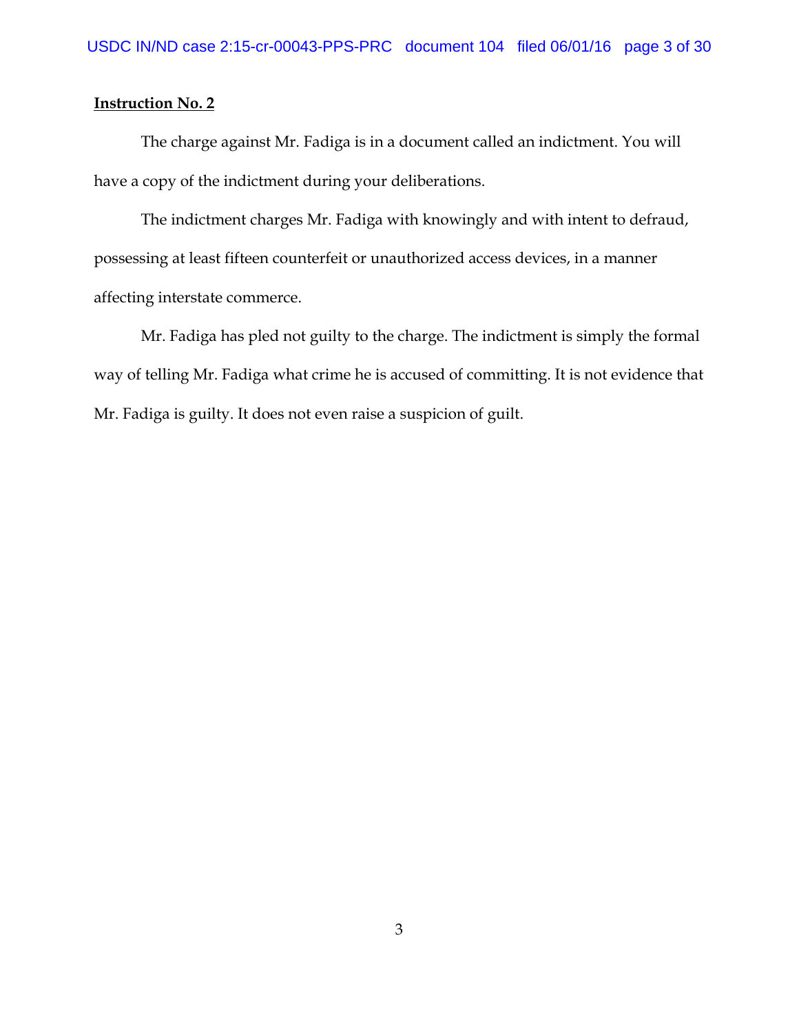**Instruction No. 2**

The charge against Mr. Fadiga is in a document called an indictment. You will have a copy of the indictment during your deliberations.

The indictment charges Mr. Fadiga with knowingly and with intent to defraud, possessing at least fifteen counterfeit or unauthorized access devices, in a manner affecting interstate commerce.

Mr. Fadiga has pled not guilty to the charge. The indictment is simply the formal way of telling Mr. Fadiga what crime he is accused of committing. It is not evidence that Mr. Fadiga is guilty. It does not even raise a suspicion of guilt.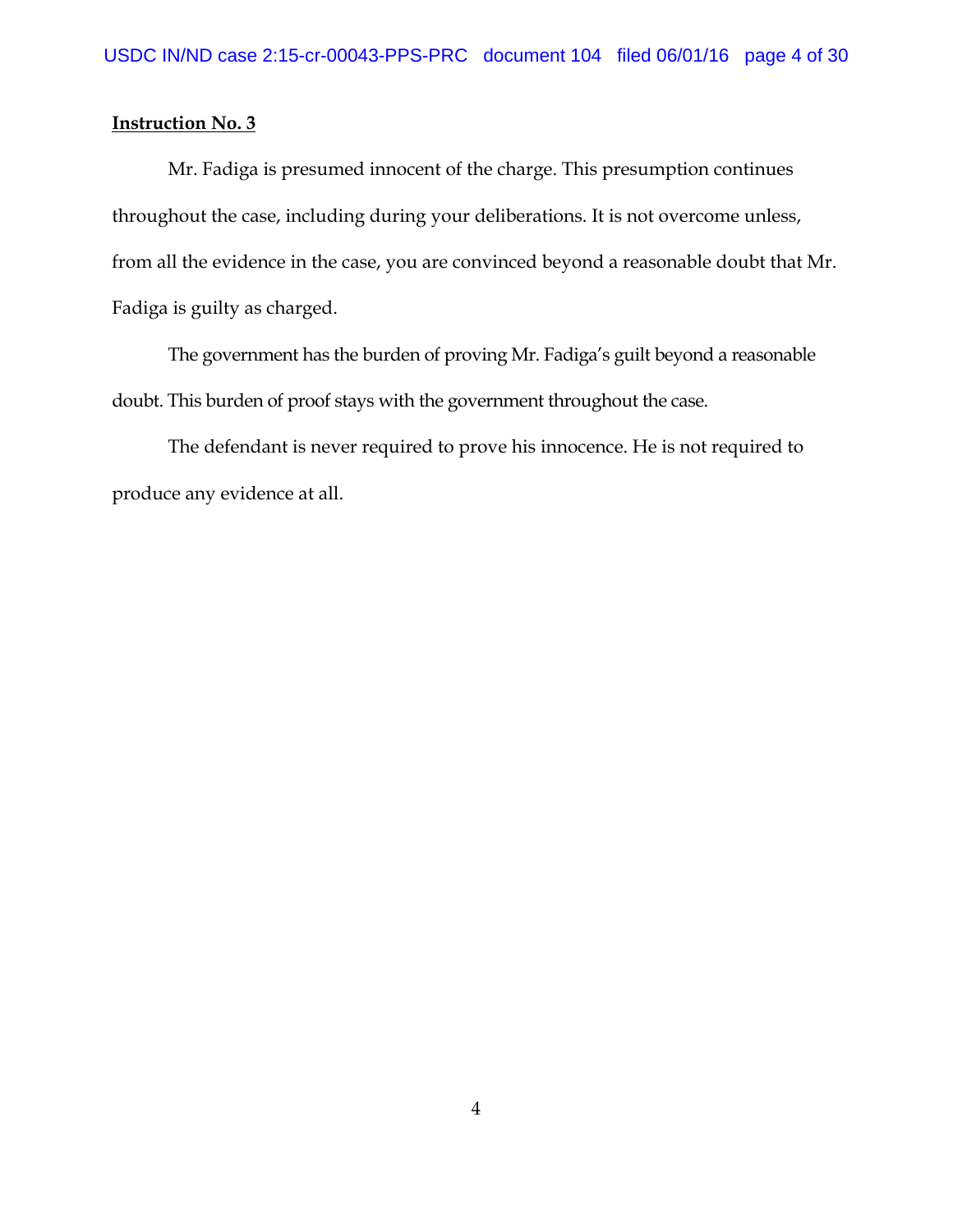**Instruction No. 3**

Mr. Fadiga is presumed innocent of the charge. This presumption continues throughout the case, including during your deliberations. It is not overcome unless, from all the evidence in the case, you are convinced beyond a reasonable doubt that Mr. Fadiga is guilty as charged.

The government has the burden of proving Mr. Fadiga's guilt beyond a reasonable doubt. This burden of proof stays with the government throughout the case.

The defendant is never required to prove his innocence. He is not required to produce any evidence at all.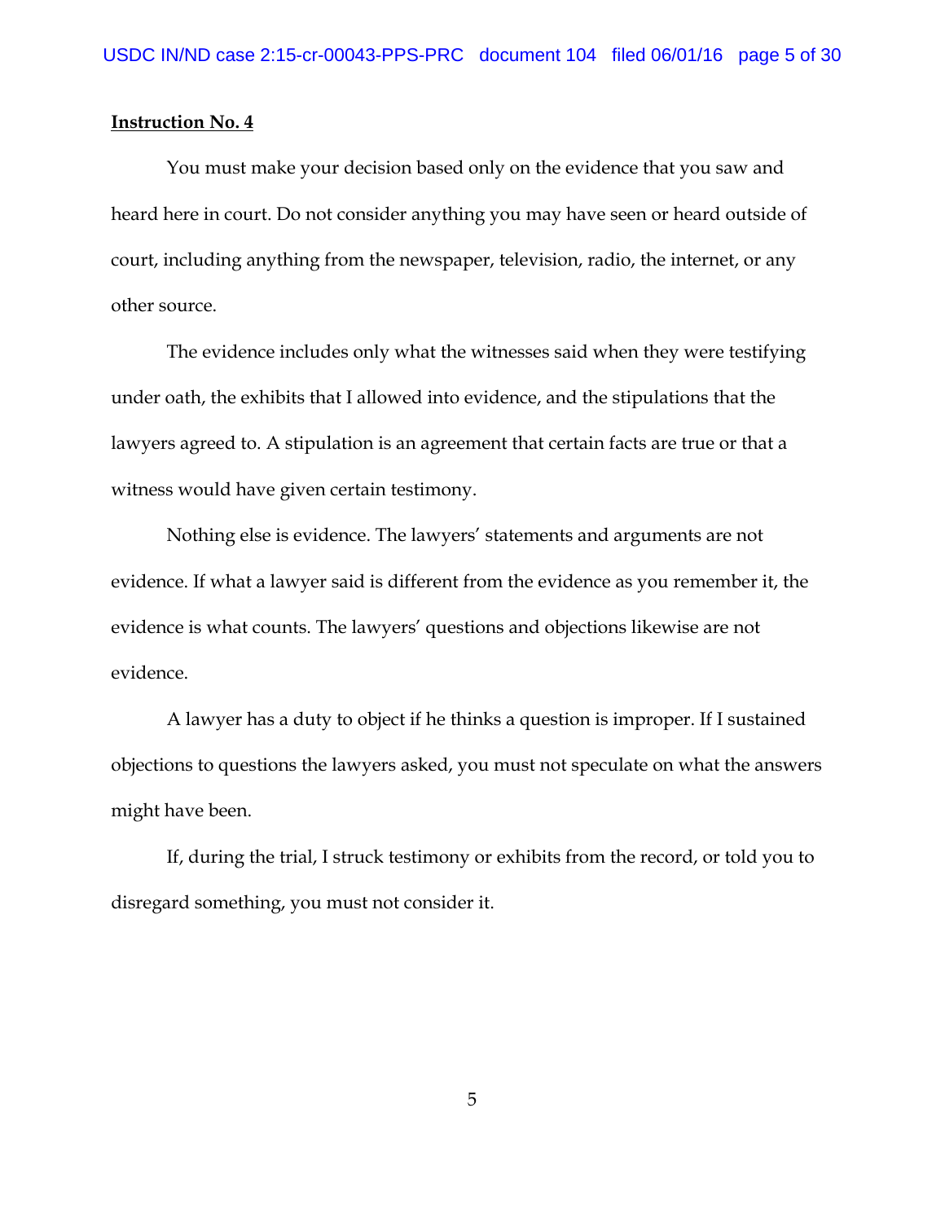**Instruction No. 4**

You must make your decision based only on the evidence that you saw and heard here in court. Do not consider anything you may have seen or heard outside of court, including anything from the newspaper, television, radio, the internet, or any other source.

The evidence includes only what the witnesses said when they were testifying under oath, the exhibits that I allowed into evidence, and the stipulations that the lawyers agreed to. A stipulation is an agreement that certain facts are true or that a witness would have given certain testimony.

Nothing else is evidence. The lawyers' statements and arguments are not evidence. If what a lawyer said is different from the evidence as you remember it, the evidence is what counts. The lawyers' questions and objections likewise are not evidence.

A lawyer has a duty to object if he thinks a question is improper. If I sustained objections to questions the lawyers asked, you must not speculate on what the answers might have been.

If, during the trial, I struck testimony or exhibits from the record, or told you to disregard something, you must not consider it.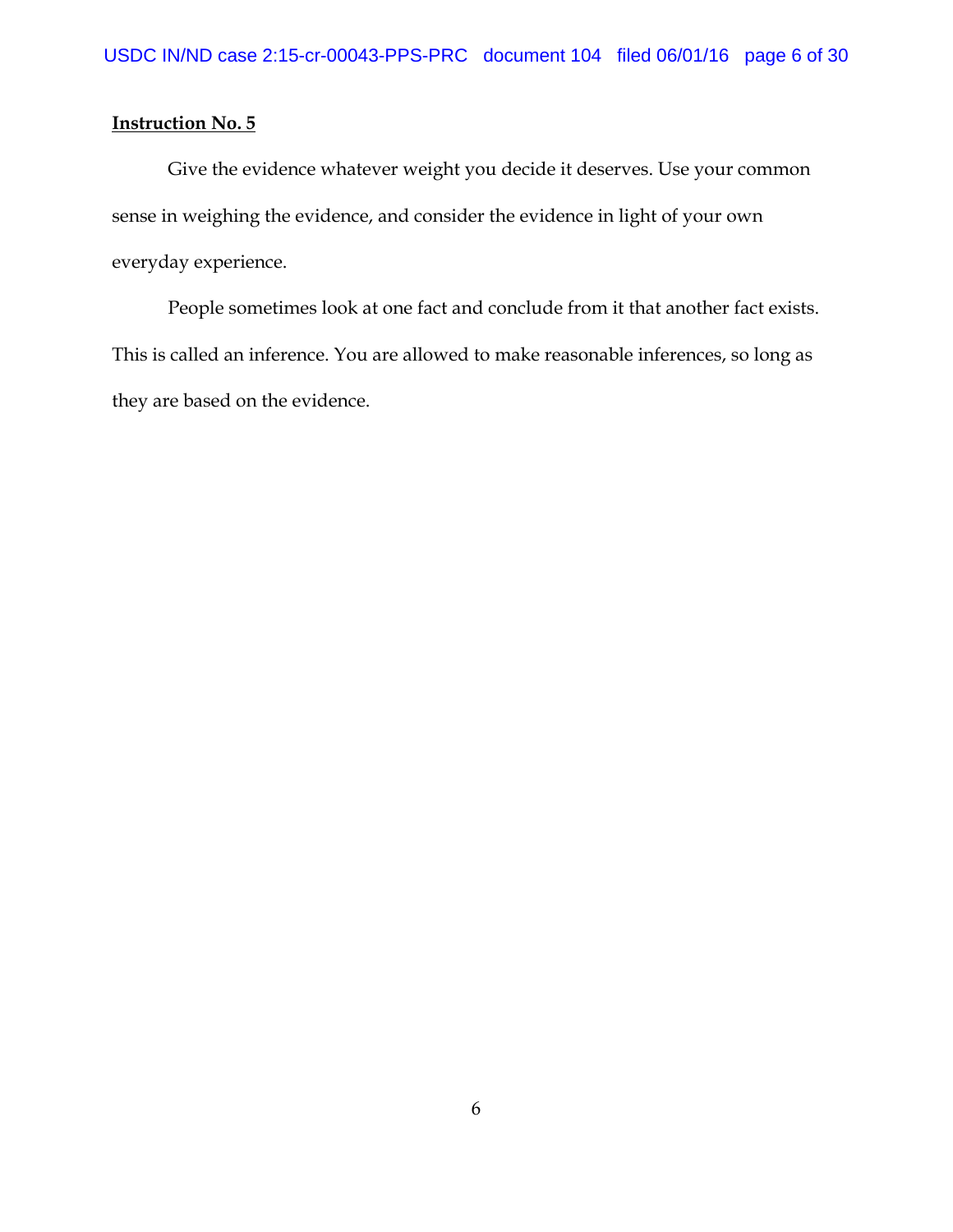**Instruction No. 5**

Give the evidence whatever weight you decide it deserves. Use your common sense in weighing the evidence, and consider the evidence in light of your own everyday experience.

People sometimes look at one fact and conclude from it that another fact exists. This is called an inference. You are allowed to make reasonable inferences, so long as they are based on the evidence.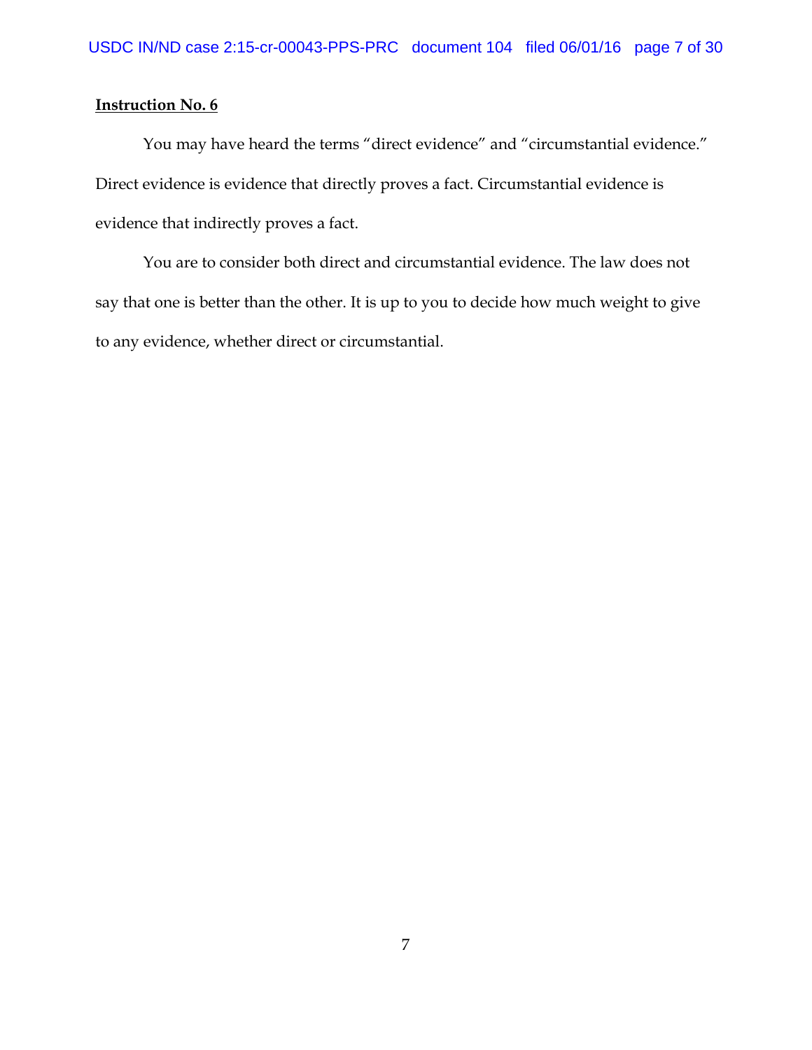**Instruction No. 6**

You may have heard the terms "direct evidence" and "circumstantial evidence." Direct evidence is evidence that directly proves a fact. Circumstantial evidence is evidence that indirectly proves a fact.

You are to consider both direct and circumstantial evidence. The law does not say that one is better than the other. It is up to you to decide how much weight to give to any evidence, whether direct or circumstantial.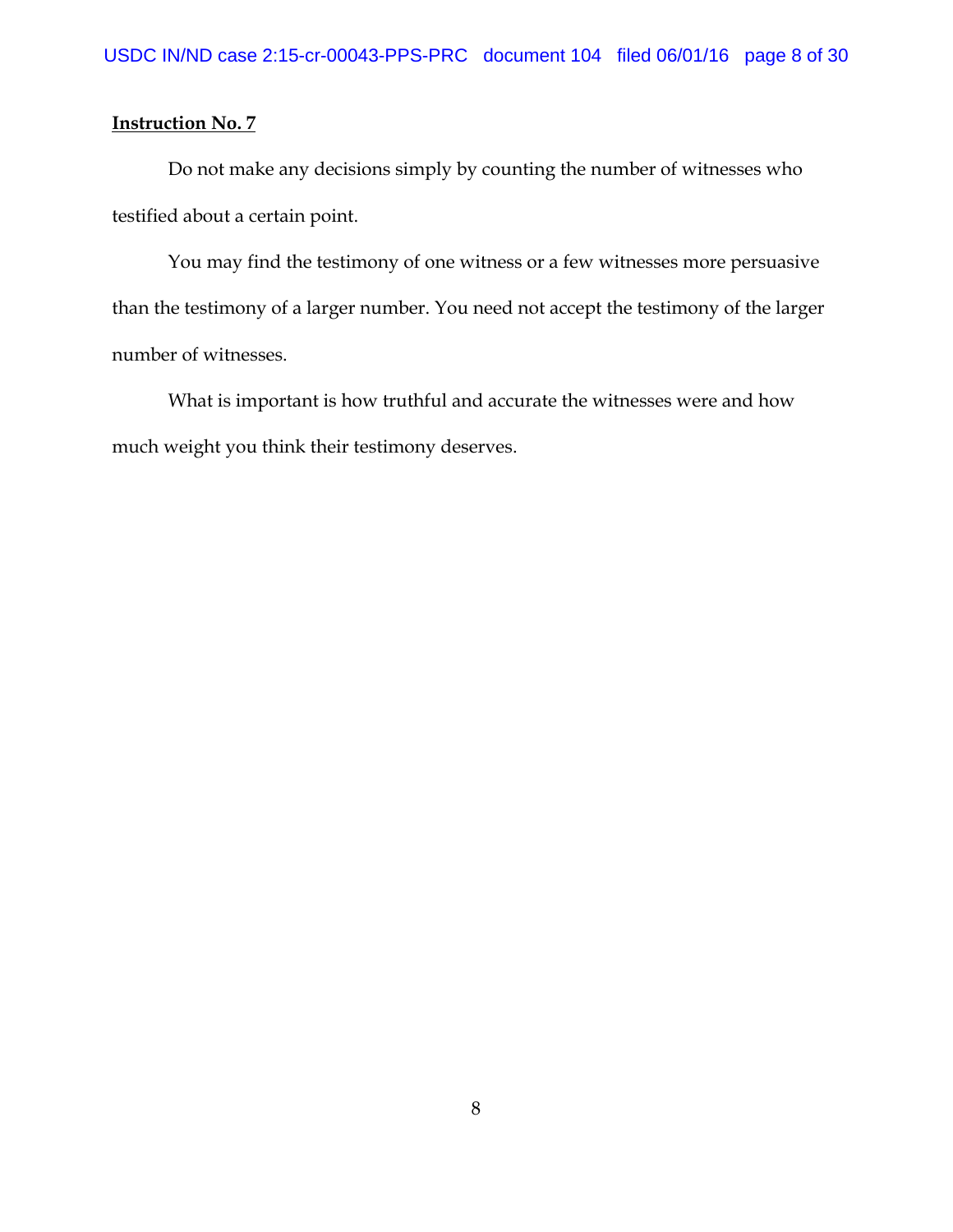**Instruction No. 7**

Do not make any decisions simply by counting the number of witnesses who testified about a certain point.

You may find the testimony of one witness or a few witnesses more persuasive than the testimony of a larger number. You need not accept the testimony of the larger number of witnesses.

What is important is how truthful and accurate the witnesses were and how much weight you think their testimony deserves.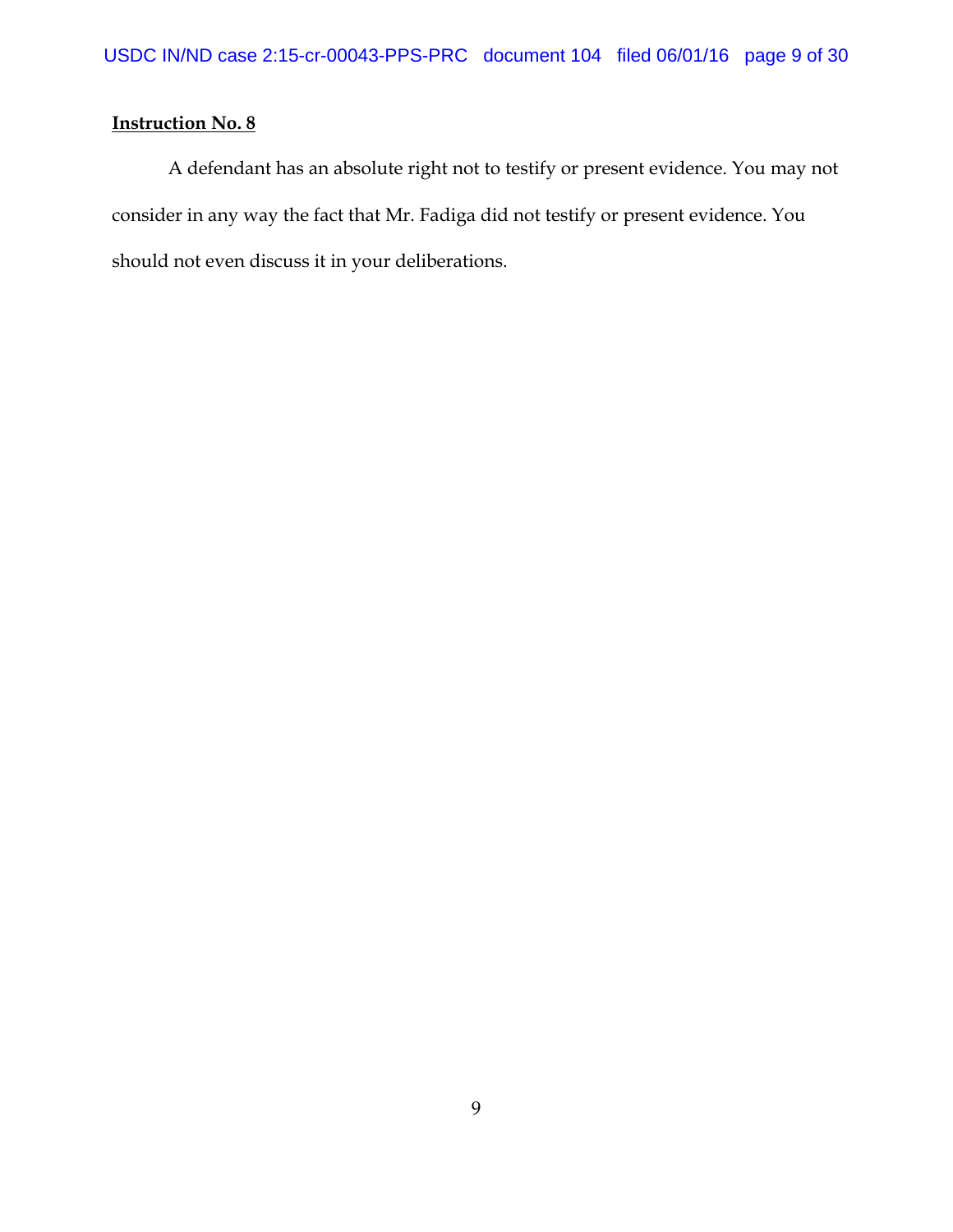**Instruction No. 8**

A defendant has an absolute right not to testify or present evidence. You may not consider in any way the fact that Mr. Fadiga did not testify or present evidence. You should not even discuss it in your deliberations.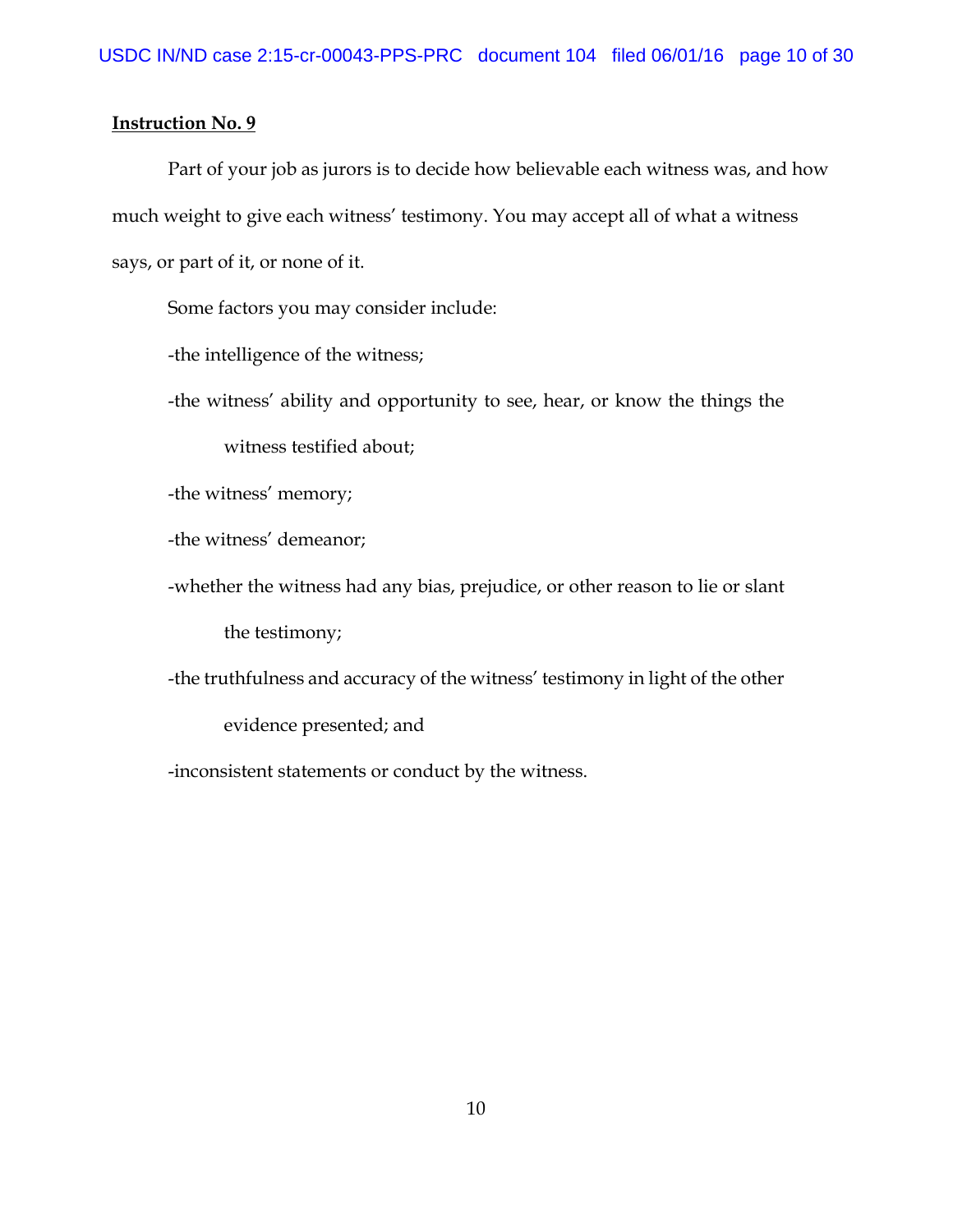**Instruction No. 9**

Part of your job as jurors is to decide how believable each witness was, and how much weight to give each witness' testimony. You may accept all of what a witness says, or part of it, or none of it.

Some factors you may consider include:

-the intelligence of the witness;

-the witness' ability and opportunity to see, hear, or know the things the witness testified about;

-the witness' memory;

-the witness' demeanor;

-whether the witness had any bias, prejudice, or other reason to lie or slant the testimony;

-the truthfulness and accuracy of the witness' testimony in light of the other evidence presented; and

-inconsistent statements or conduct by the witness.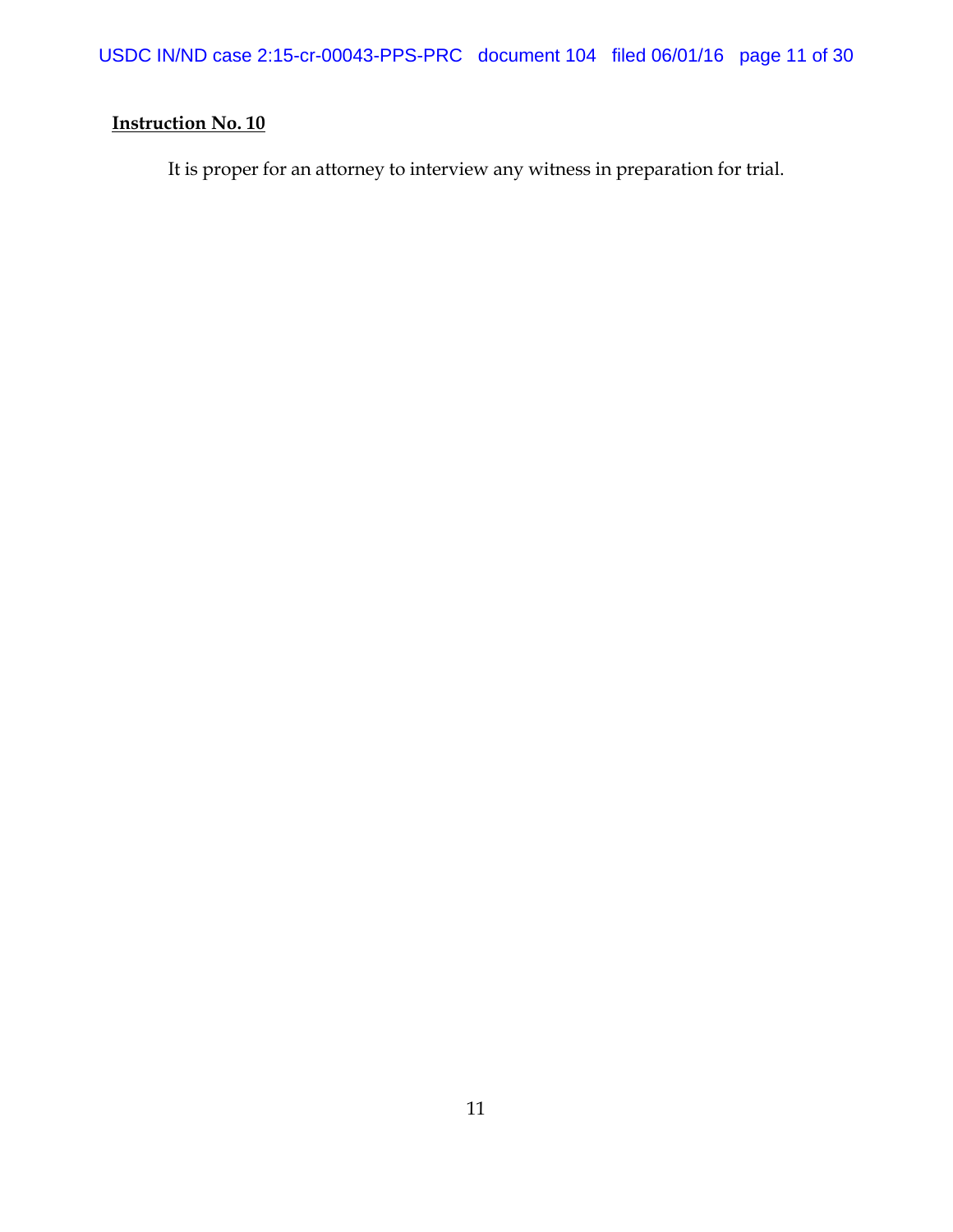**Instruction No. 10**

It is proper for an attorney to interview any witness in preparation for trial.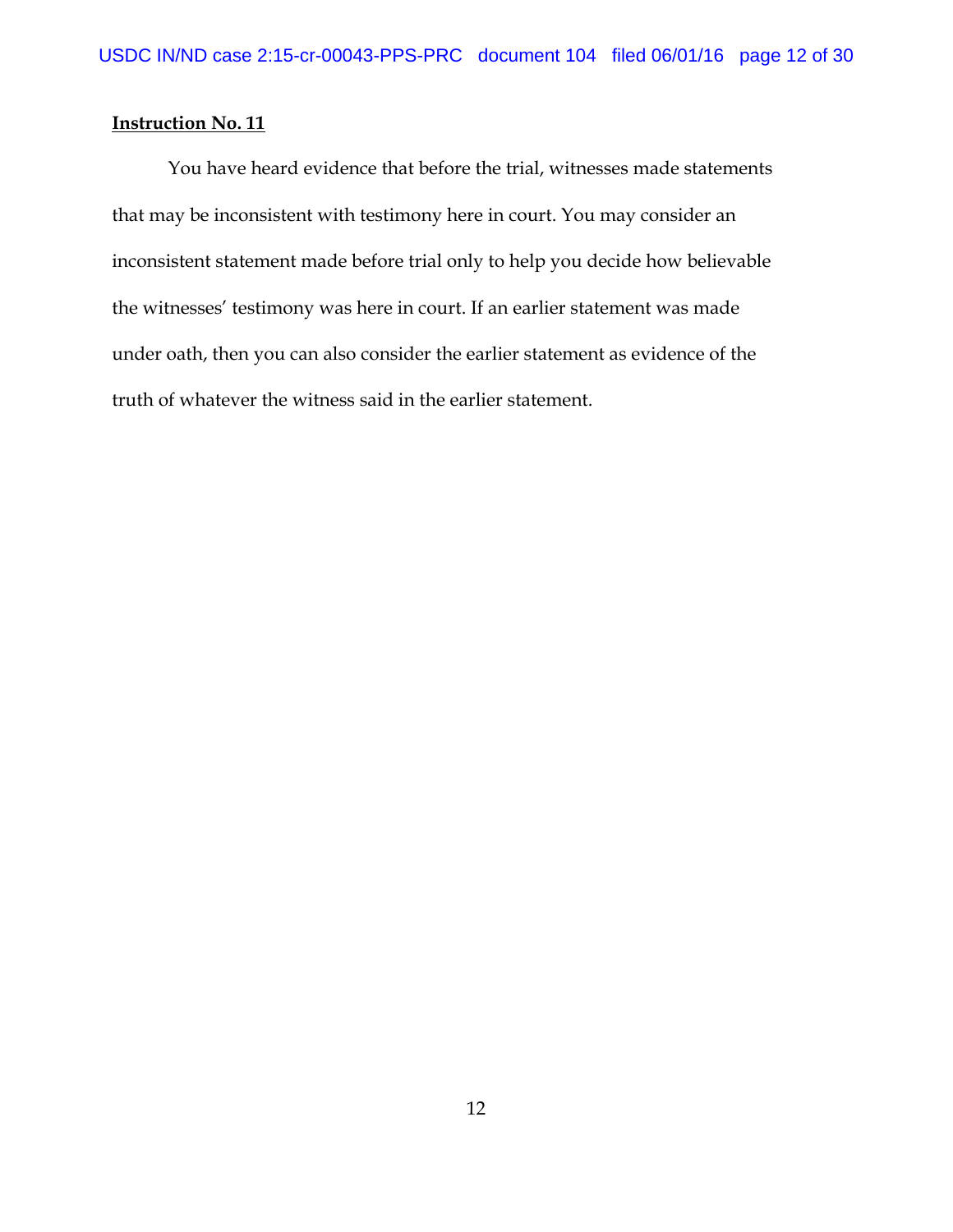**Instruction No. 11**

You have heard evidence that before the trial, witnesses made statements that may be inconsistent with testimony here in court. You may consider an inconsistent statement made before trial only to help you decide how believable the witnesses' testimony was here in court. If an earlier statement was made under oath, then you can also consider the earlier statement as evidence of the truth of whatever the witness said in the earlier statement.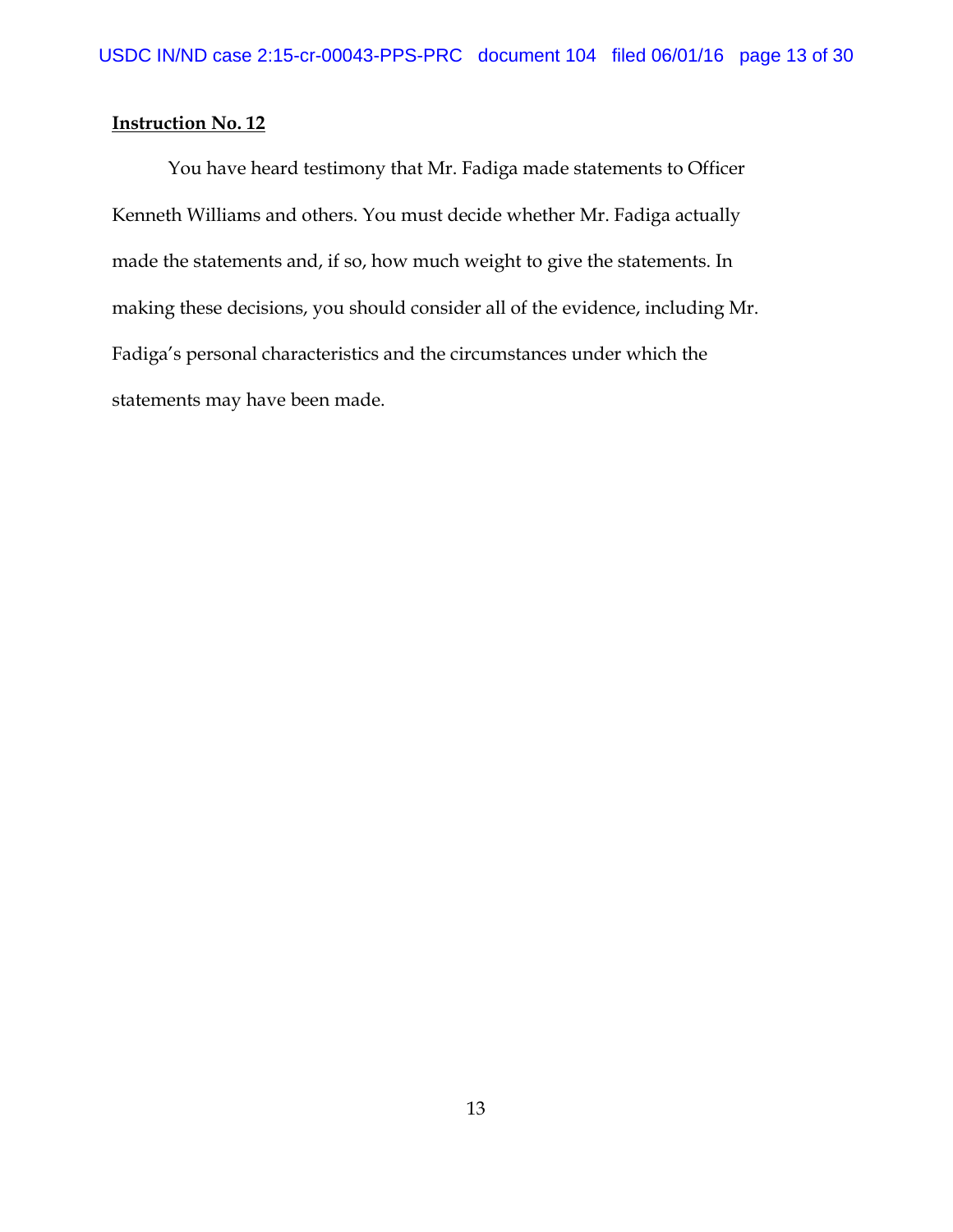**Instruction No. 12**

You have heard testimony that Mr. Fadiga made statements to Officer Kenneth Williams and others. You must decide whether Mr. Fadiga actually made the statements and, if so, how much weight to give the statements. In making these decisions, you should consider all of the evidence, including Mr. Fadiga's personal characteristics and the circumstances under which the statements may have been made.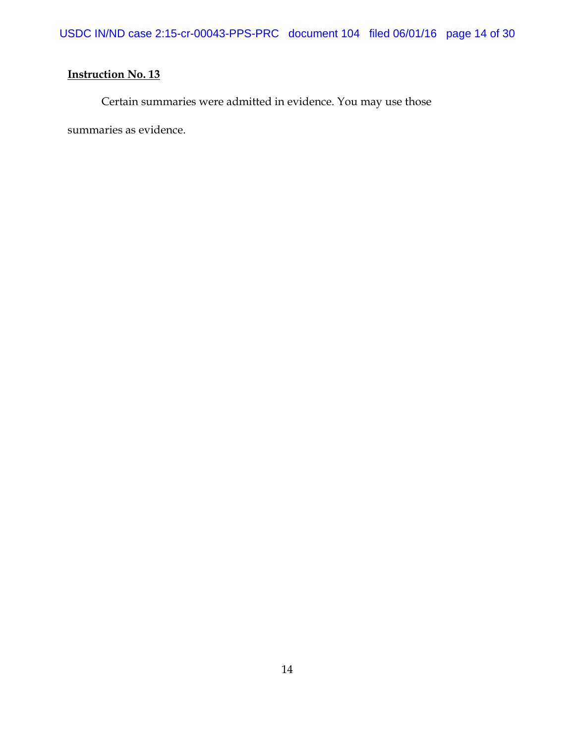**Instruction No. 13**

Certain summaries were admitted in evidence. You may use those summaries as evidence.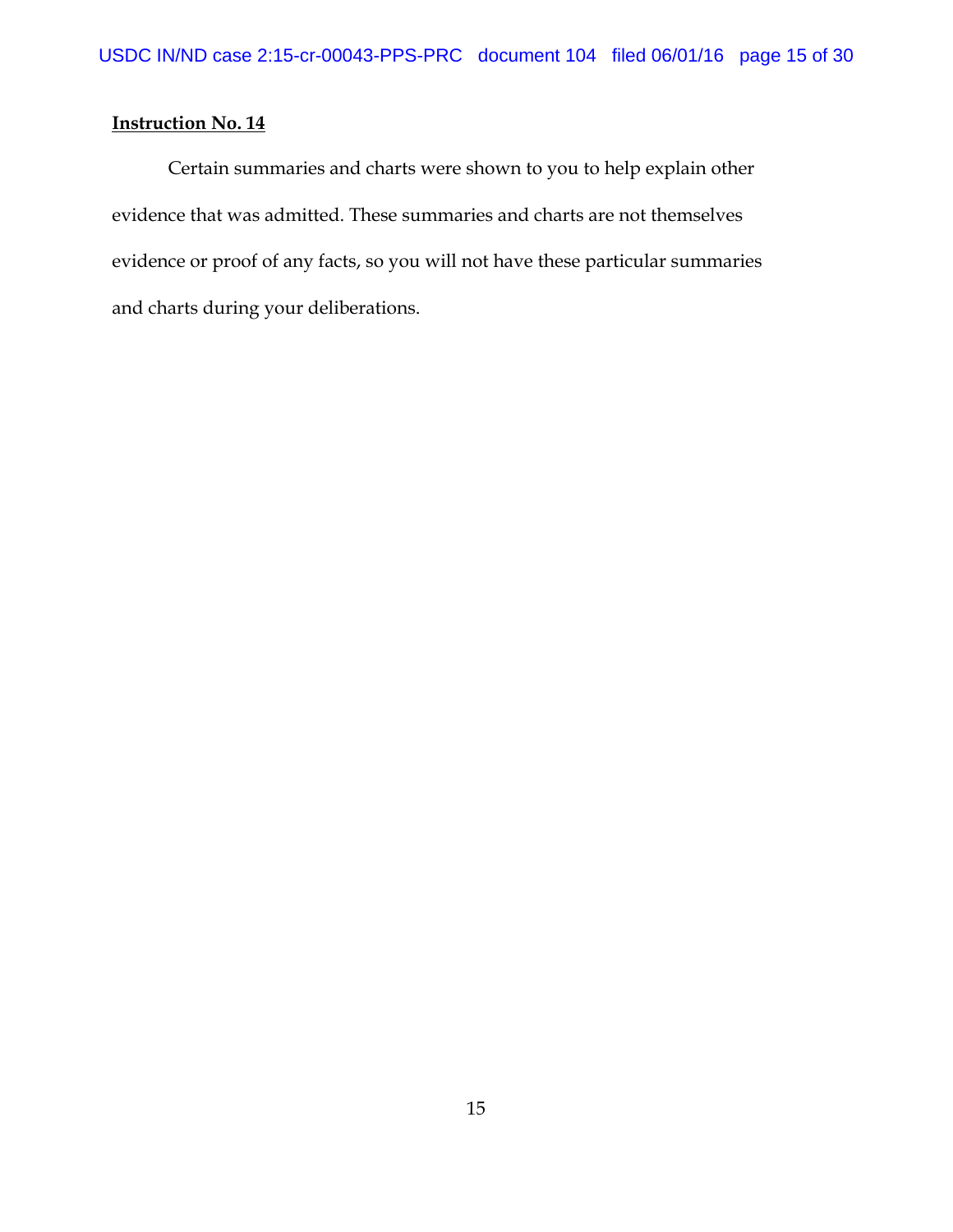**Instruction No. 14**

Certain summaries and charts were shown to you to help explain other evidence that was admitted. These summaries and charts are not themselves evidence or proof of any facts, so you will not have these particular summaries and charts during your deliberations.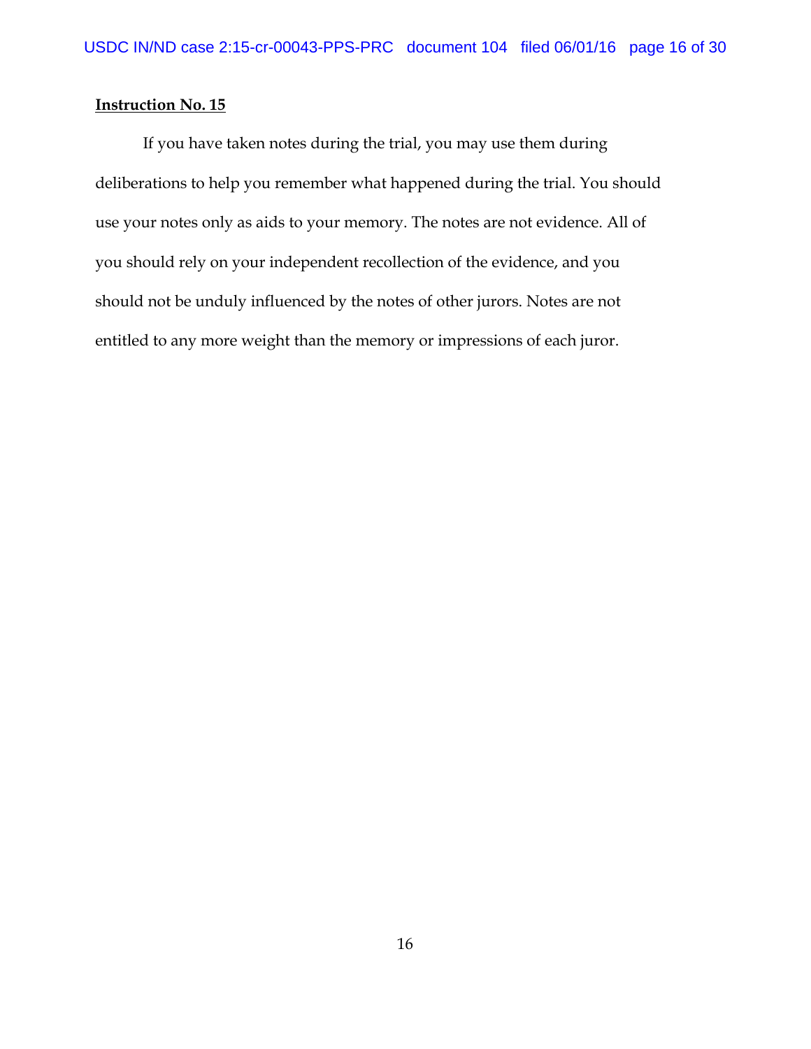**Instruction No. 15**

If you have taken notes during the trial, you may use them during deliberations to help you remember what happened during the trial. You should use your notes only as aids to your memory. The notes are not evidence. All of you should rely on your independent recollection of the evidence, and you should not be unduly influenced by the notes of other jurors. Notes are not entitled to any more weight than the memory or impressions of each juror.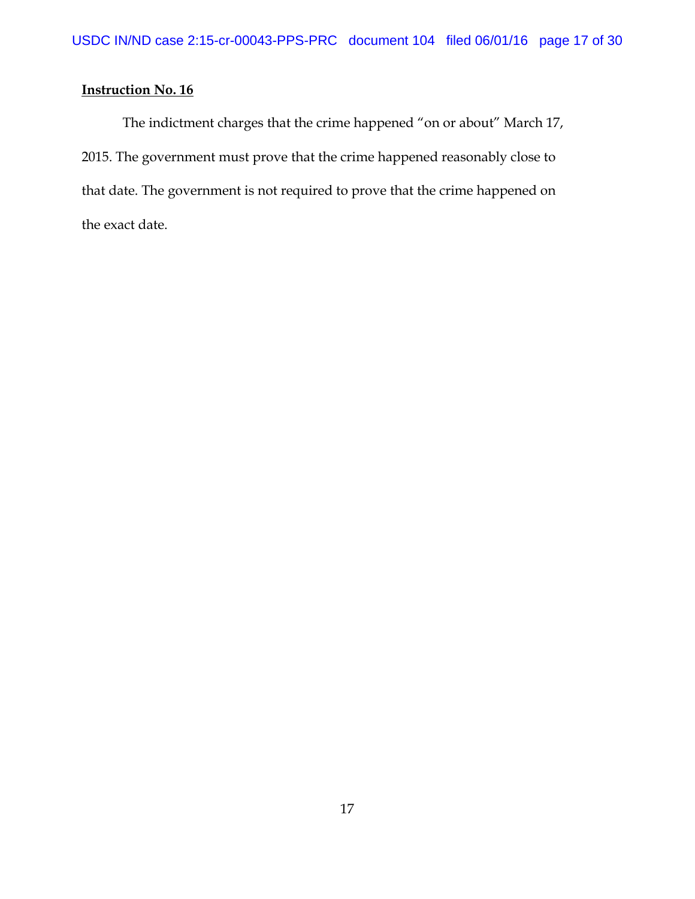**Instruction No. 16**

The indictment charges that the crime happened "on or about" March 17, 2015. The government must prove that the crime happened reasonably close to that date. The government is not required to prove that the crime happened on the exact date.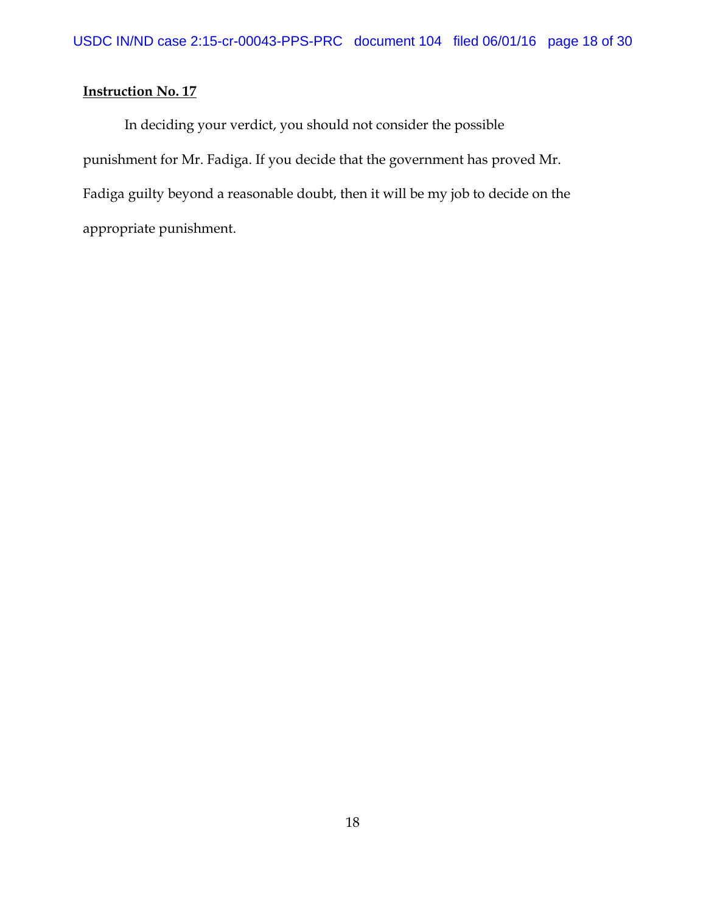**Instruction No. 17**

In deciding your verdict, you should not consider the possible punishment for Mr. Fadiga. If you decide that the government has proved Mr. Fadiga guilty beyond a reasonable doubt, then it will be my job to decide on the appropriate punishment.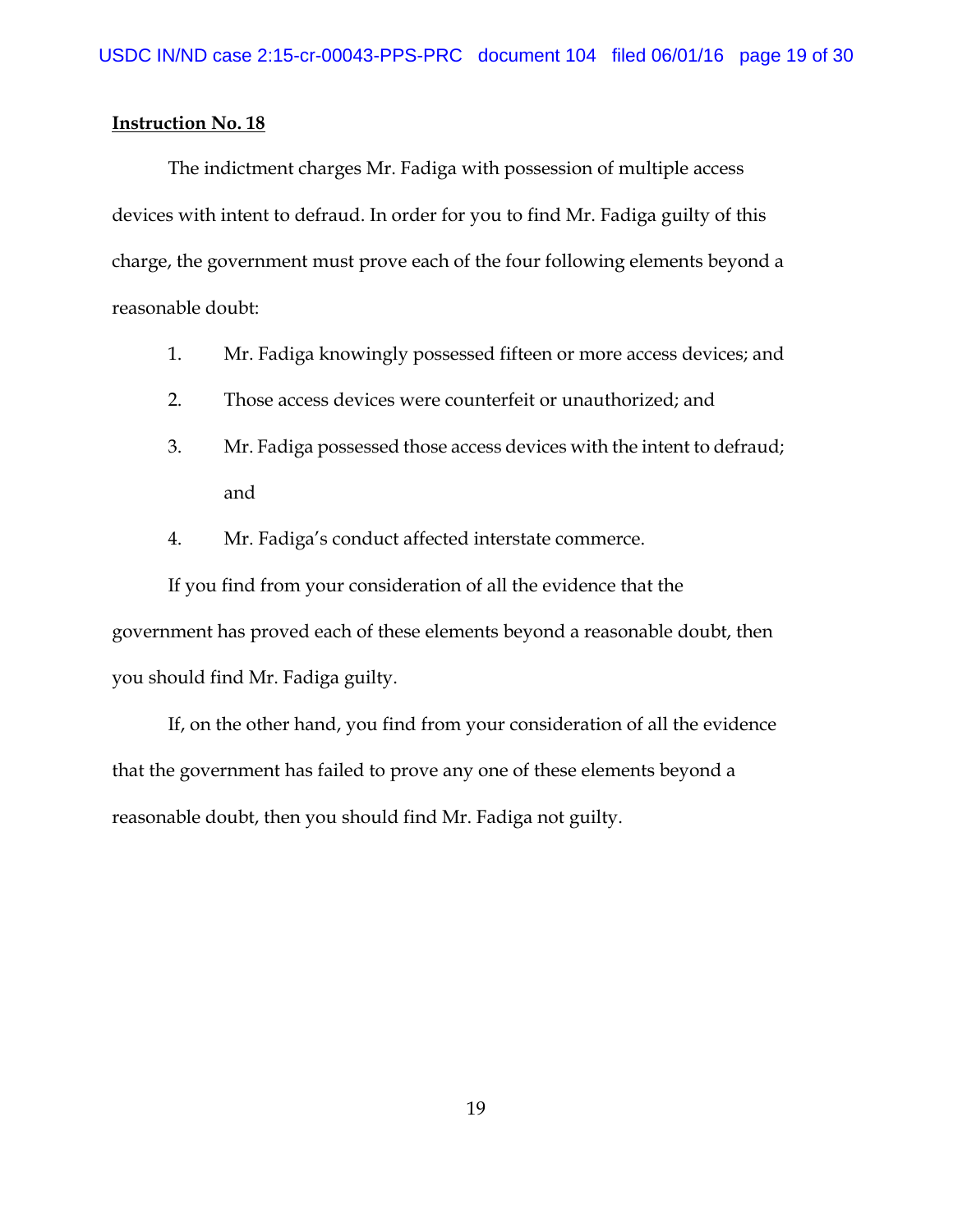**Instruction No. 18**

The indictment charges Mr. Fadiga with possession of multiple access devices with intent to defraud. In order for you to find Mr. Fadiga guilty of this charge, the government must prove each of the four following elements beyond a reasonable doubt:

1. Mr. Fadiga knowingly possessed fifteen or more access devices; and
2. Those access devices were counterfeit or unauthorized; and
3. Mr. Fadiga possessed those access devices with the intent to defraud; and
4. Mr. Fadiga's conduct affected interstate commerce.

If you find from your consideration of all the evidence that the government has proved each of these elements beyond a reasonable doubt, then you should find Mr. Fadiga guilty.

If, on the other hand, you find from your consideration of all the evidence that the government has failed to prove any one of these elements beyond a reasonable doubt, then you should find Mr. Fadiga not guilty.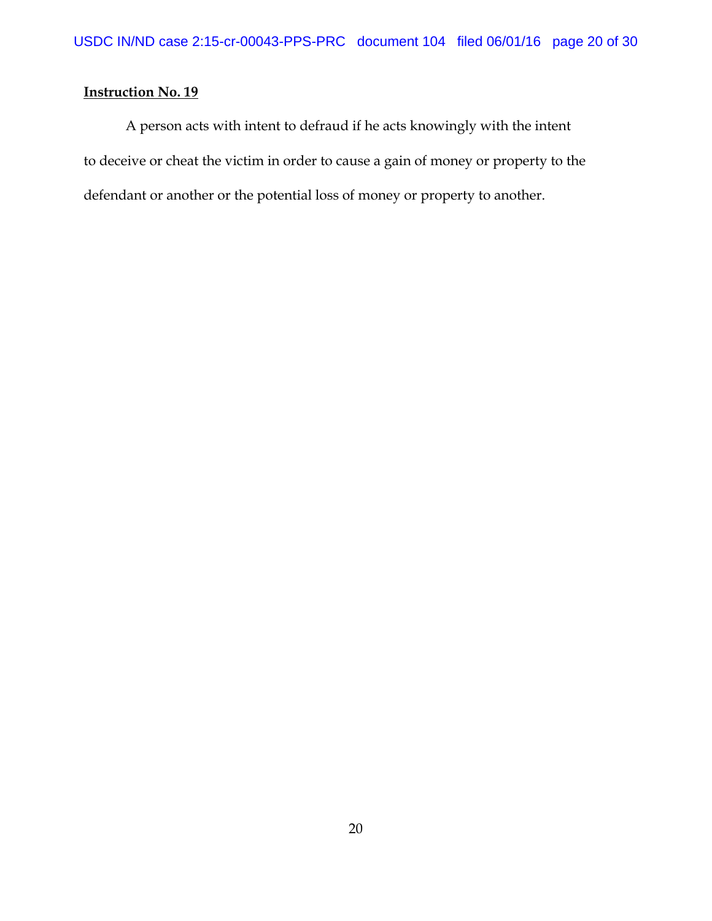**Instruction No. 19**

A person acts with intent to defraud if he acts knowingly with the intent to deceive or cheat the victim in order to cause a gain of money or property to the defendant or another or the potential loss of money or property to another.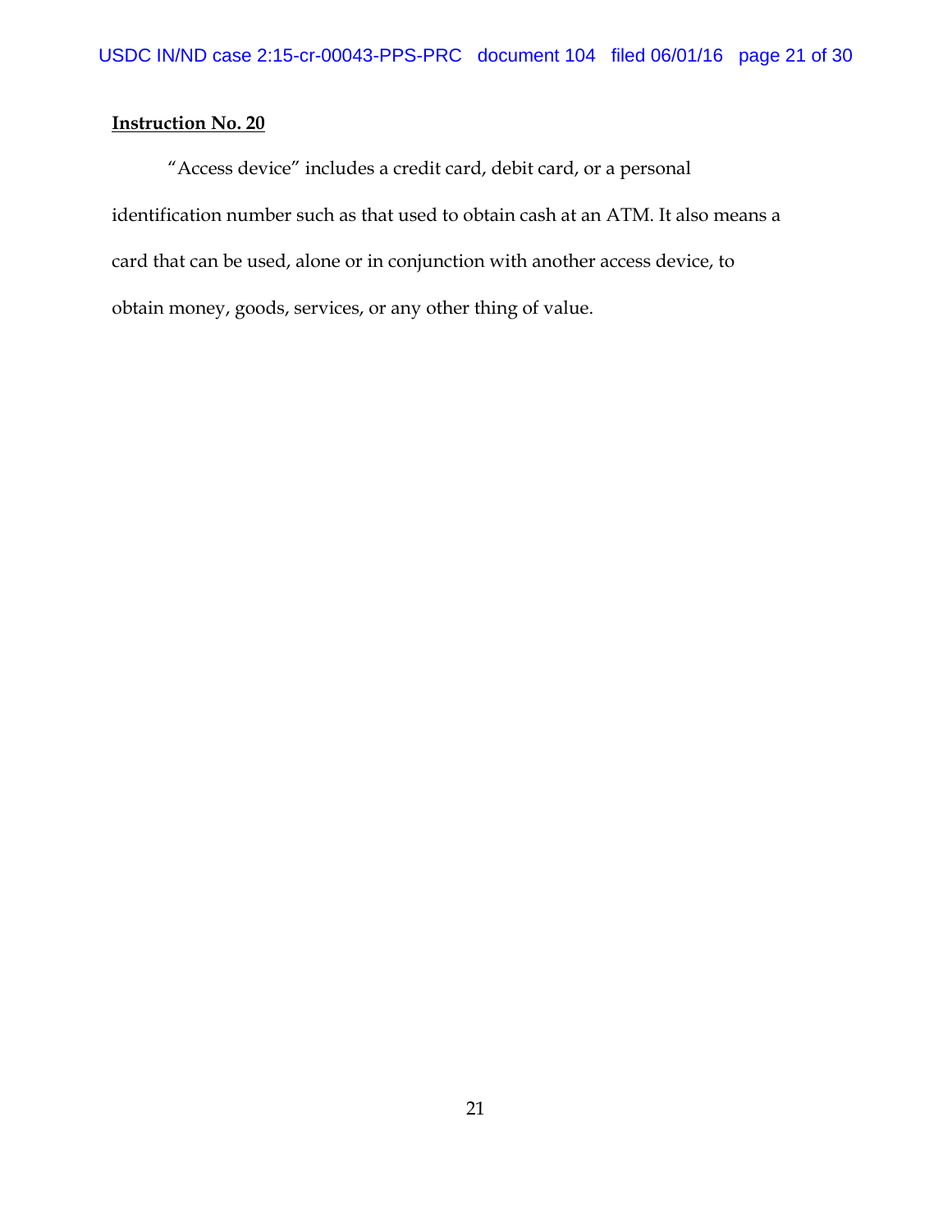**Instruction No. 20**

"Access device" includes a credit card, debit card, or a personal identification number such as that used to obtain cash at an ATM. It also means a card that can be used, alone or in conjunction with another access device, to obtain money, goods, services, or any other thing of value.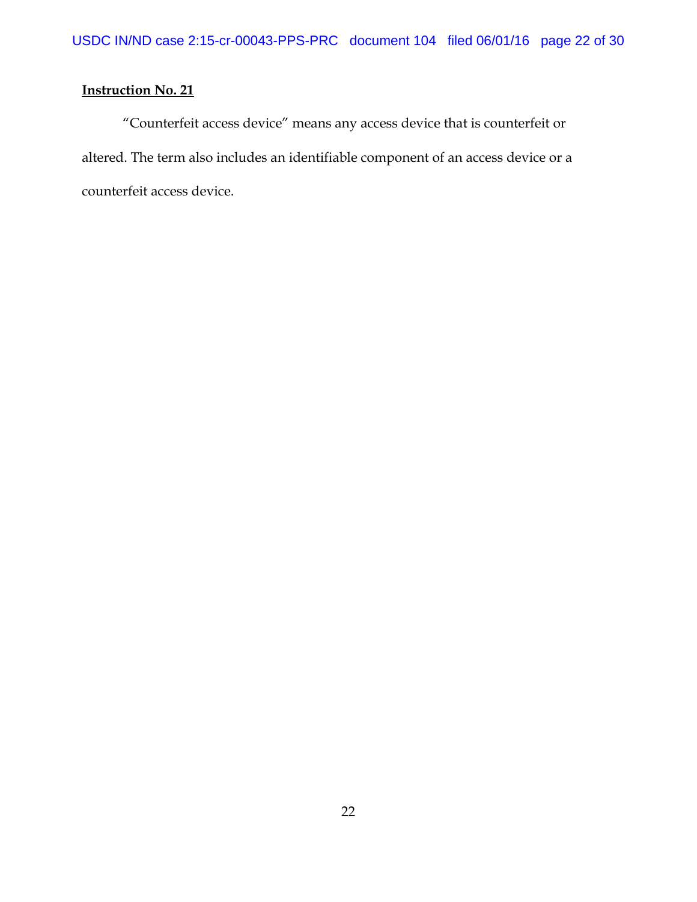**Instruction No. 21**

"Counterfeit access device" means any access device that is counterfeit or altered. The term also includes an identifiable component of an access device or a counterfeit access device.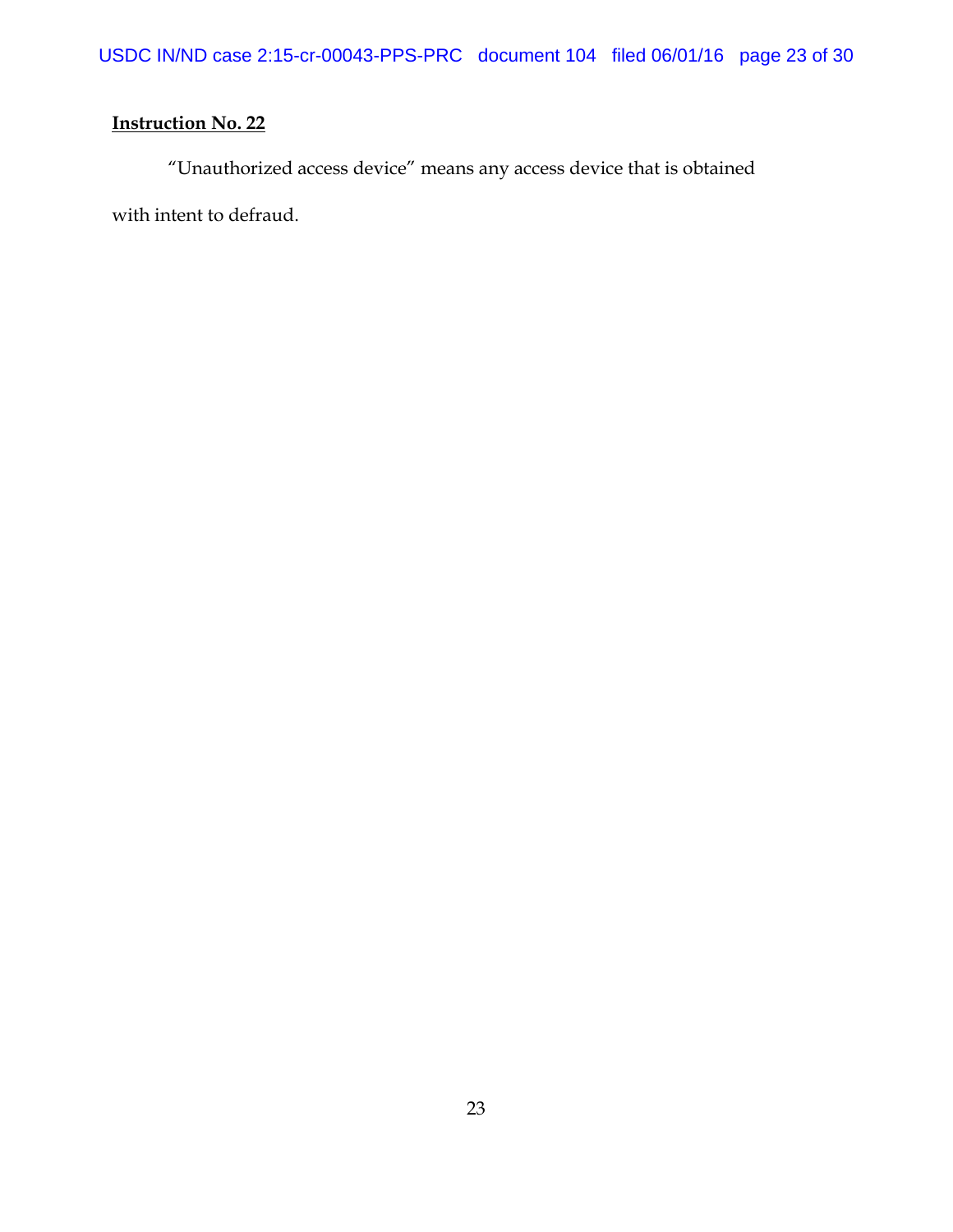**Instruction No. 22**

"Unauthorized access device" means any access device that is obtained with intent to defraud.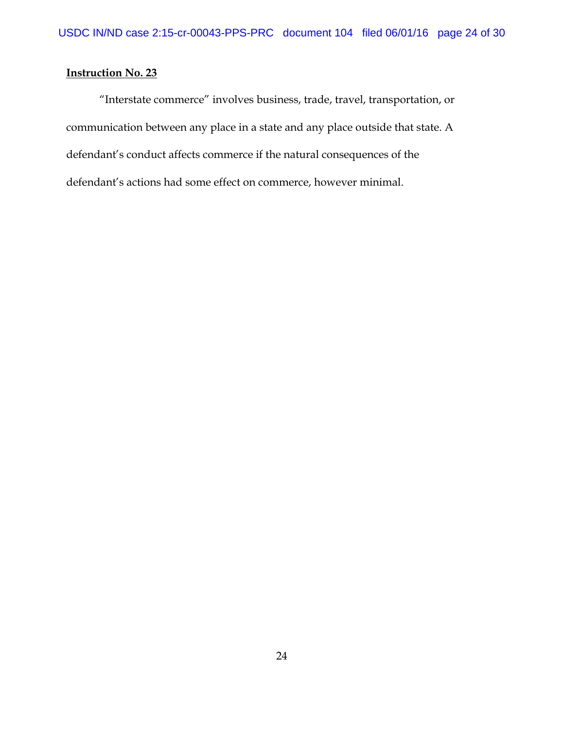**Instruction No. 23**

"Interstate commerce" involves business, trade, travel, transportation, or communication between any place in a state and any place outside that state. A defendant's conduct affects commerce if the natural consequences of the defendant's actions had some effect on commerce, however minimal.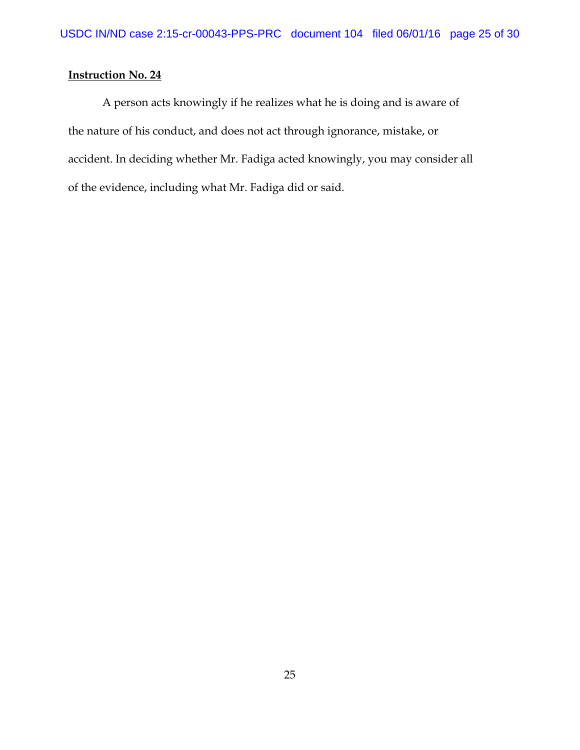**Instruction No. 24**

A person acts knowingly if he realizes what he is doing and is aware of the nature of his conduct, and does not act through ignorance, mistake, or accident. In deciding whether Mr. Fadiga acted knowingly, you may consider all of the evidence, including what Mr. Fadiga did or said.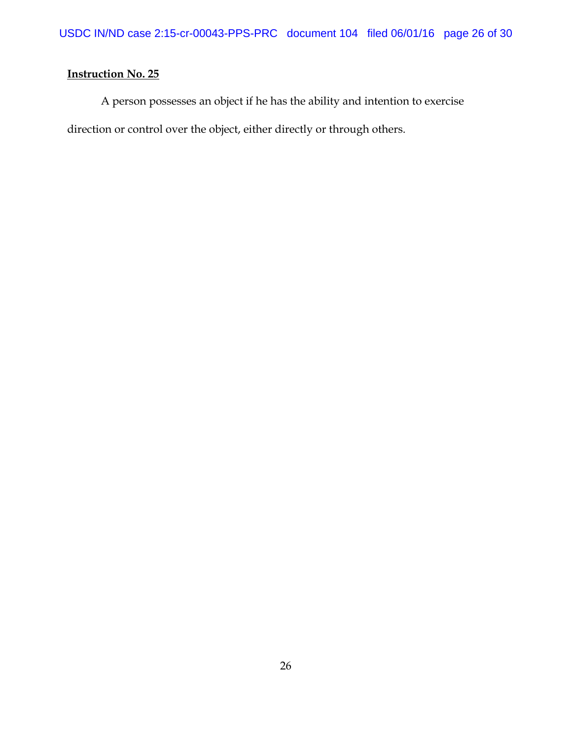**Instruction No. 25**

A person possesses an object if he has the ability and intention to exercise direction or control over the object, either directly or through others.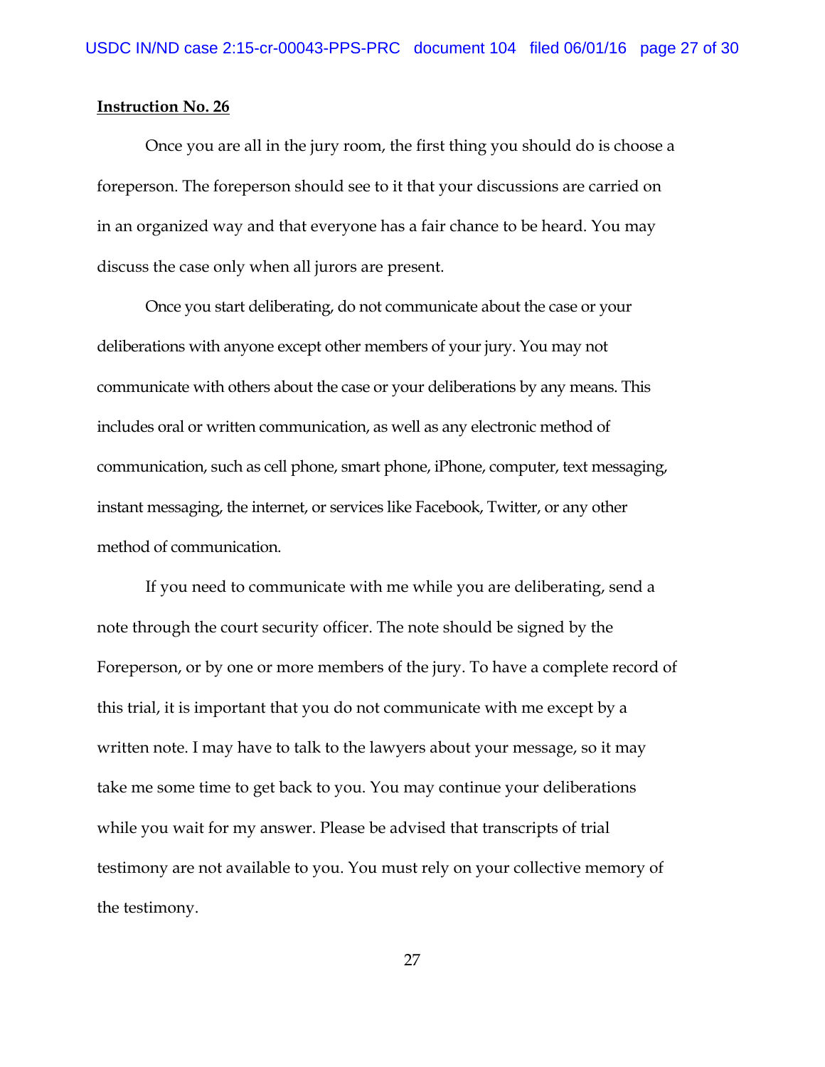**Instruction No. 26**

Once you are all in the jury room, the first thing you should do is choose a foreperson. The foreperson should see to it that your discussions are carried on in an organized way and that everyone has a fair chance to be heard. You may discuss the case only when all jurors are present.

Once you start deliberating, do not communicate about the case or your deliberations with anyone except other members of your jury. You may not communicate with others about the case or your deliberations by any means. This includes oral or written communication, as well as any electronic method of communication, such as cell phone, smart phone, iPhone, computer, text messaging, instant messaging, the internet, or services like Facebook, Twitter, or any other method of communication.

If you need to communicate with me while you are deliberating, send a note through the court security officer. The note should be signed by the Foreperson, or by one or more members of the jury. To have a complete record of this trial, it is important that you do not communicate with me except by a written note. I may have to talk to the lawyers about your message, so it may take me some time to get back to you. You may continue your deliberations while you wait for my answer. Please be advised that transcripts of trial testimony are not available to you. You must rely on your collective memory of the testimony.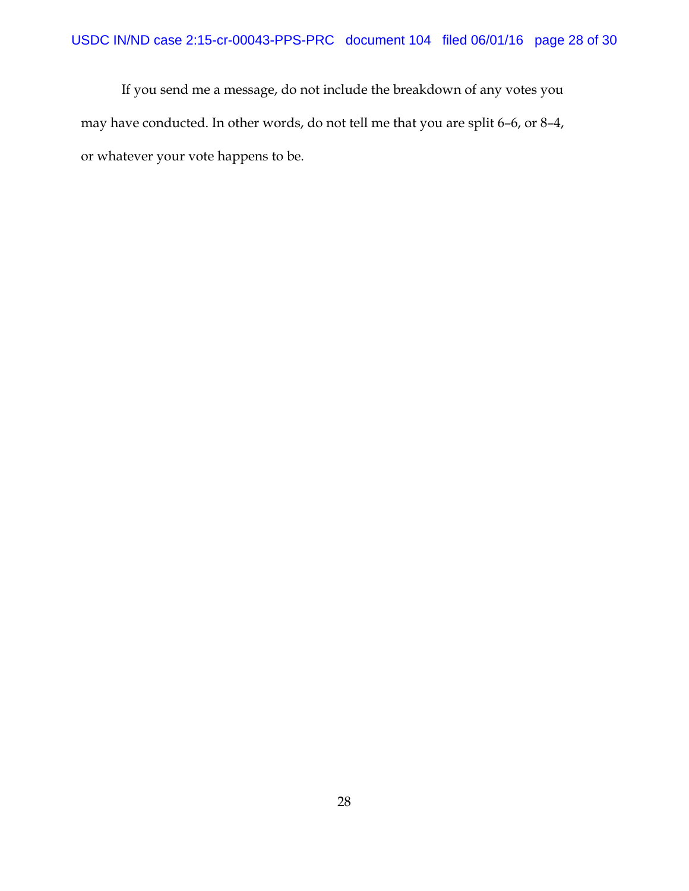If you send me a message, do not include the breakdown of any votes you may have conducted. In other words, do not tell me that you are split 6–6, or 8–4, or whatever your vote happens to be.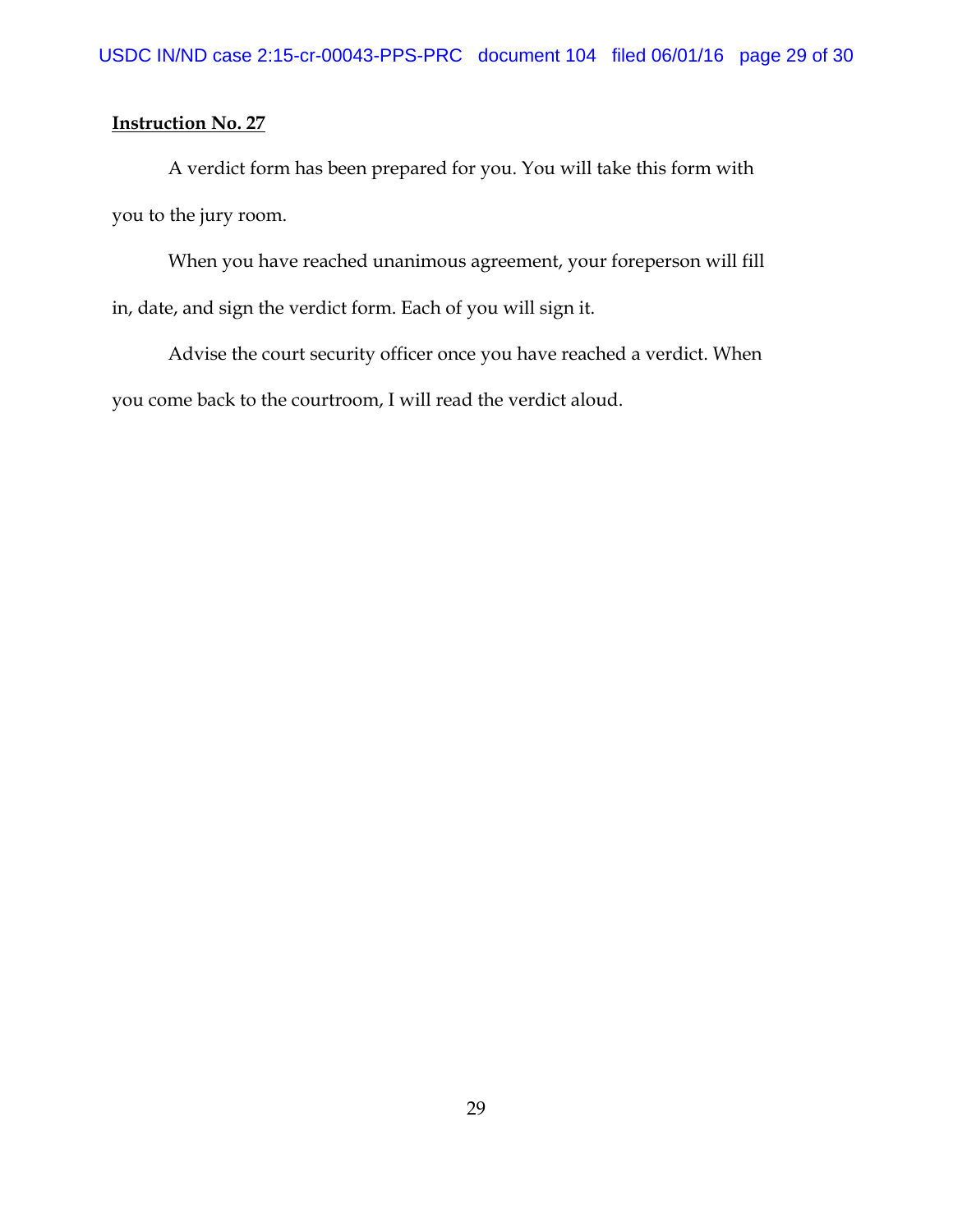**Instruction No. 27**

A verdict form has been prepared for you. You will take this form with you to the jury room.

When you have reached unanimous agreement, your foreperson will fill in, date, and sign the verdict form. Each of you will sign it.

Advise the court security officer once you have reached a verdict. When you come back to the courtroom, I will read the verdict aloud.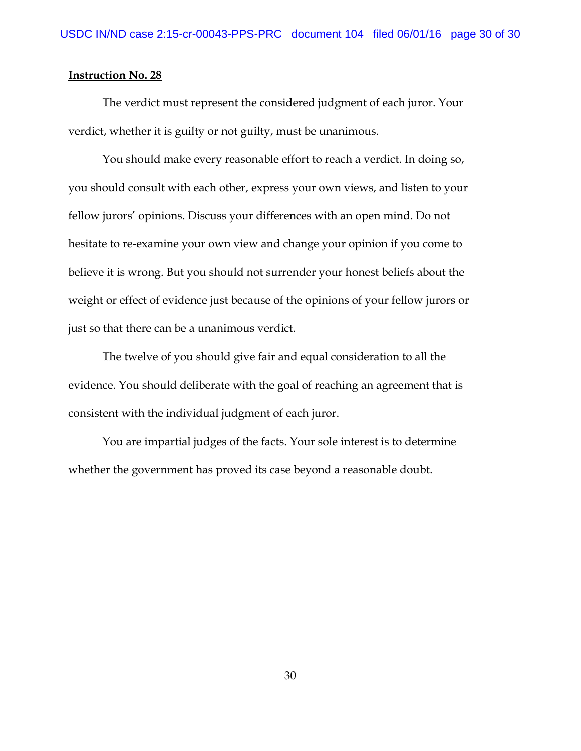**Instruction No. 28**

The verdict must represent the considered judgment of each juror. Your verdict, whether it is guilty or not guilty, must be unanimous.

You should make every reasonable effort to reach a verdict. In doing so, you should consult with each other, express your own views, and listen to your fellow jurors' opinions. Discuss your differences with an open mind. Do not hesitate to re-examine your own view and change your opinion if you come to believe it is wrong. But you should not surrender your honest beliefs about the weight or effect of evidence just because of the opinions of your fellow jurors or just so that there can be a unanimous verdict.

The twelve of you should give fair and equal consideration to all the evidence. You should deliberate with the goal of reaching an agreement that is consistent with the individual judgment of each juror.

You are impartial judges of the facts. Your sole interest is to determine whether the government has proved its case beyond a reasonable doubt.